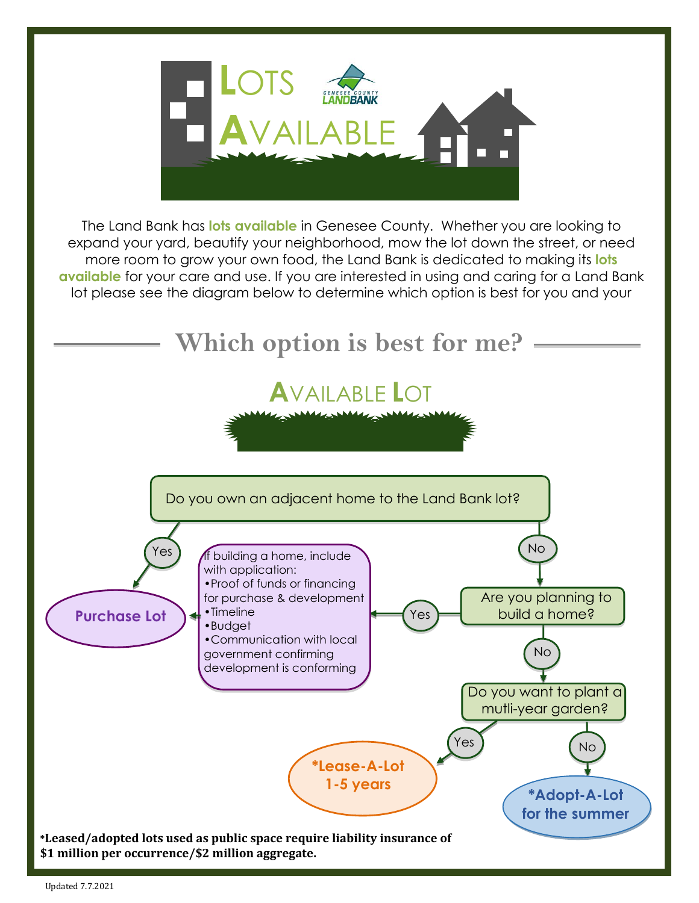# LOTS AVAILABLE

GENESEE COUNTY LANDBANK

The Land Bank has **lots available** in Genesee County. Whether you are looking to expand your yard, beautify your neighborhood, mow the lot down the street, or need more room to grow your own food, the Land Bank is dedicated to making its **lots available** for your care and use. If you are interested in using and caring for a Land Bank lot please see the diagram below to determine which option is best for you and your

## Which option is best for me?

### AVAILABLE LOT

Do you own an adjacent home to the Land Bank lot?

- Yes → **Purchase Lot**
- No → Are you planning to build a home?
  - Yes → If building a home, include with application:
    - Proof of funds or financing for purchase & development
    - Timeline
    - Budget
    - Communication with local government confirming development is conforming

    → **Purchase Lot**
  - No → Do you want to plant a mutli-year garden?
    - Yes → ***Lease-A-Lot 1-5 years**
    - No → ***Adopt-A-Lot for the summer**

***Leased/adopted lots used as public space require liability insurance of $1 million per occurrence/$2 million aggregate.**

Updated 7.7.2021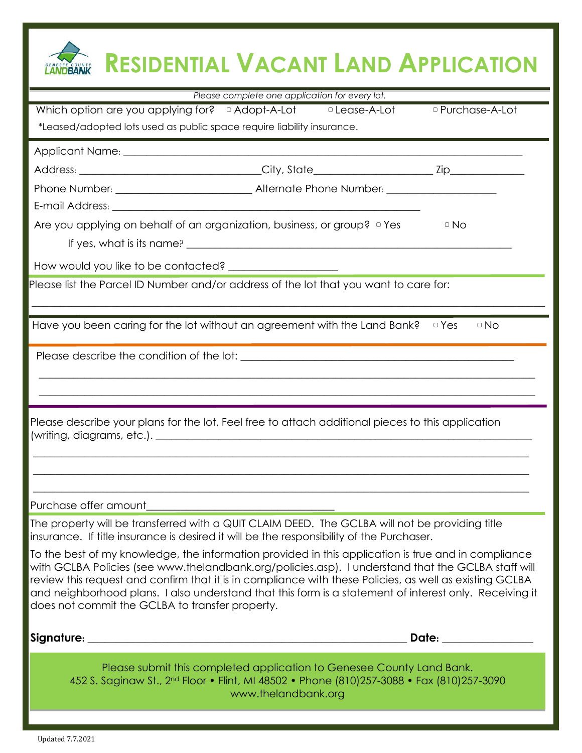# RESIDENTIAL VACANT LAND APPLICATION

*Please complete one application for every lot.*

Which option are you applying for? ▫ Adopt-A-Lot ▫ Lease-A-Lot ▫ Purchase-A-Lot

*Leased/adopted lots used as public space require liability insurance.

Applicant Name: ______________________________________________

Address: ______________________ City, State ______________ Zip __________

Phone Number: ________________ Alternate Phone Number: ______________

E-mail Address: ______________________________________

Are you applying on behalf of an organization, business, or group? ▫ Yes ▫ No

If yes, what is its name? ______________________________________

How would you like to be contacted? ______________

Please list the Parcel ID Number and/or address of the lot that you want to care for:

______________________________________________________________

Have you been caring for the lot without an agreement with the Land Bank? ▫ Yes ▫ No

Please describe the condition of the lot: ______________________________

______________________________________________________________

______________________________________________________________

Please describe your plans for the lot. Feel free to attach additional pieces to this application (writing, diagrams, etc.). ______________________________________________

______________________________________________________________

______________________________________________________________

______________________________________________________________

Purchase offer amount______________________

The property will be transferred with a QUIT CLAIM DEED. The GCLBA will not be providing title insurance. If title insurance is desired it will be the responsibility of the Purchaser.

To the best of my knowledge, the information provided in this application is true and in compliance with GCLBA Policies (see www.thelandbank.org/policies.asp). I understand that the GCLBA staff will review this request and confirm that it is in compliance with these Policies, as well as existing GCLBA and neighborhood plans. I also understand that this form is a statement of interest only. Receiving it does not commit the GCLBA to transfer property.

**Signature:** ________________________________________ **Date:** ____________

Please submit this completed application to Genesee County Land Bank.
452 S. Saginaw St., 2nd Floor • Flint, MI 48502 • Phone (810)257-3088 • Fax (810)257-3090
www.thelandbank.org

Updated 7.7.2021